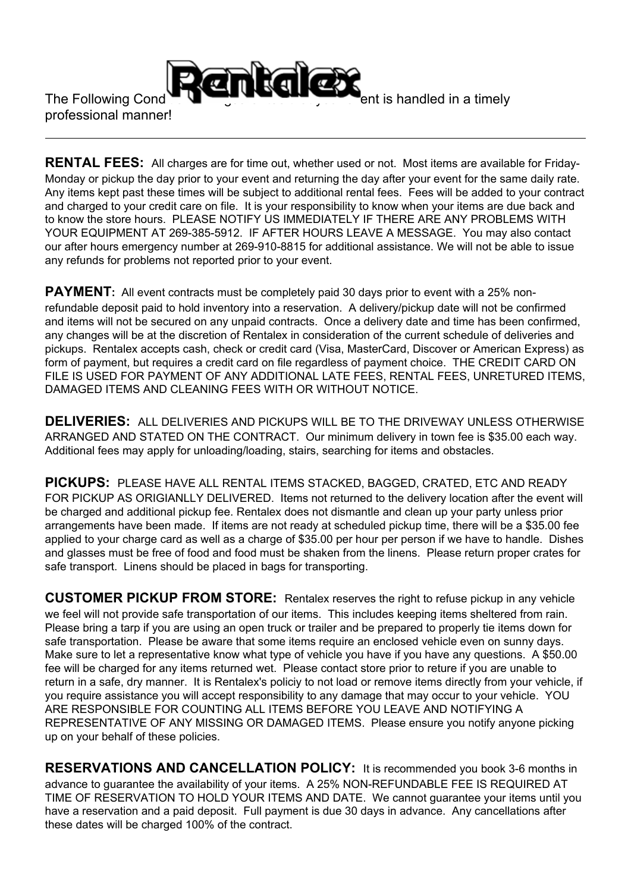# Rentalex

The Following Cond... ent is handled in a timely professional manner!

---

**RENTAL FEES:** All charges are for time out, whether used or not. Most items are available for Friday-Monday or pickup the day prior to your event and returning the day after your event for the same daily rate. Any items kept past these times will be subject to additional rental fees. Fees will be added to your contract and charged to your credit care on file. It is your responsibility to know when your items are due back and to know the store hours. PLEASE NOTIFY US IMMEDIATELY IF THERE ARE ANY PROBLEMS WITH YOUR EQUIPMENT AT 269-385-5912. IF AFTER HOURS LEAVE A MESSAGE. You may also contact our after hours emergency number at 269-910-8815 for additional assistance. We will not be able to issue any refunds for problems not reported prior to your event.

**PAYMENT:** All event contracts must be completely paid 30 days prior to event with a 25% non-refundable deposit paid to hold inventory into a reservation. A delivery/pickup date will not be confirmed and items will not be secured on any unpaid contracts. Once a delivery date and time has been confirmed, any changes will be at the discretion of Rentalex in consideration of the current schedule of deliveries and pickups. Rentalex accepts cash, check or credit card (Visa, MasterCard, Discover or American Express) as form of payment, but requires a credit card on file regardless of payment choice. THE CREDIT CARD ON FILE IS USED FOR PAYMENT OF ANY ADDITIONAL LATE FEES, RENTAL FEES, UNRETURED ITEMS, DAMAGED ITEMS AND CLEANING FEES WITH OR WITHOUT NOTICE.

**DELIVERIES:** ALL DELIVERIES AND PICKUPS WILL BE TO THE DRIVEWAY UNLESS OTHERWISE ARRANGED AND STATED ON THE CONTRACT. Our minimum delivery in town fee is $35.00 each way. Additional fees may apply for unloading/loading, stairs, searching for items and obstacles.

**PICKUPS:** PLEASE HAVE ALL RENTAL ITEMS STACKED, BAGGED, CRATED, ETC AND READY FOR PICKUP AS ORIGIANLLY DELIVERED. Items not returned to the delivery location after the event will be charged and additional pickup fee. Rentalex does not dismantle and clean up your party unless prior arrangements have been made. If items are not ready at scheduled pickup time, there will be a $35.00 fee applied to your charge card as well as a charge of $35.00 per hour per person if we have to handle. Dishes and glasses must be free of food and food must be shaken from the linens. Please return proper crates for safe transport. Linens should be placed in bags for transporting.

**CUSTOMER PICKUP FROM STORE:** Rentalex reserves the right to refuse pickup in any vehicle we feel will not provide safe transportation of our items. This includes keeping items sheltered from rain. Please bring a tarp if you are using an open truck or trailer and be prepared to properly tie items down for safe transportation. Please be aware that some items require an enclosed vehicle even on sunny days. Make sure to let a representative know what type of vehicle you have if you have any questions. A $50.00 fee will be charged for any items returned wet. Please contact store prior to reture if you are unable to return in a safe, dry manner. It is Rentalex's policiy to not load or remove items directly from your vehicle, if you require assistance you will accept responsibility to any damage that may occur to your vehicle. YOU ARE RESPONSIBLE FOR COUNTING ALL ITEMS BEFORE YOU LEAVE AND NOTIFYING A REPRESENTATIVE OF ANY MISSING OR DAMAGED ITEMS. Please ensure you notify anyone picking up on your behalf of these policies.

**RESERVATIONS AND CANCELLATION POLICY:** It is recommended you book 3-6 months in advance to guarantee the availability of your items. A 25% NON-REFUNDABLE FEE IS REQUIRED AT TIME OF RESERVATION TO HOLD YOUR ITEMS AND DATE. We cannot guarantee your items until you have a reservation and a paid deposit. Full payment is due 30 days in advance. Any cancellations after these dates will be charged 100% of the contract.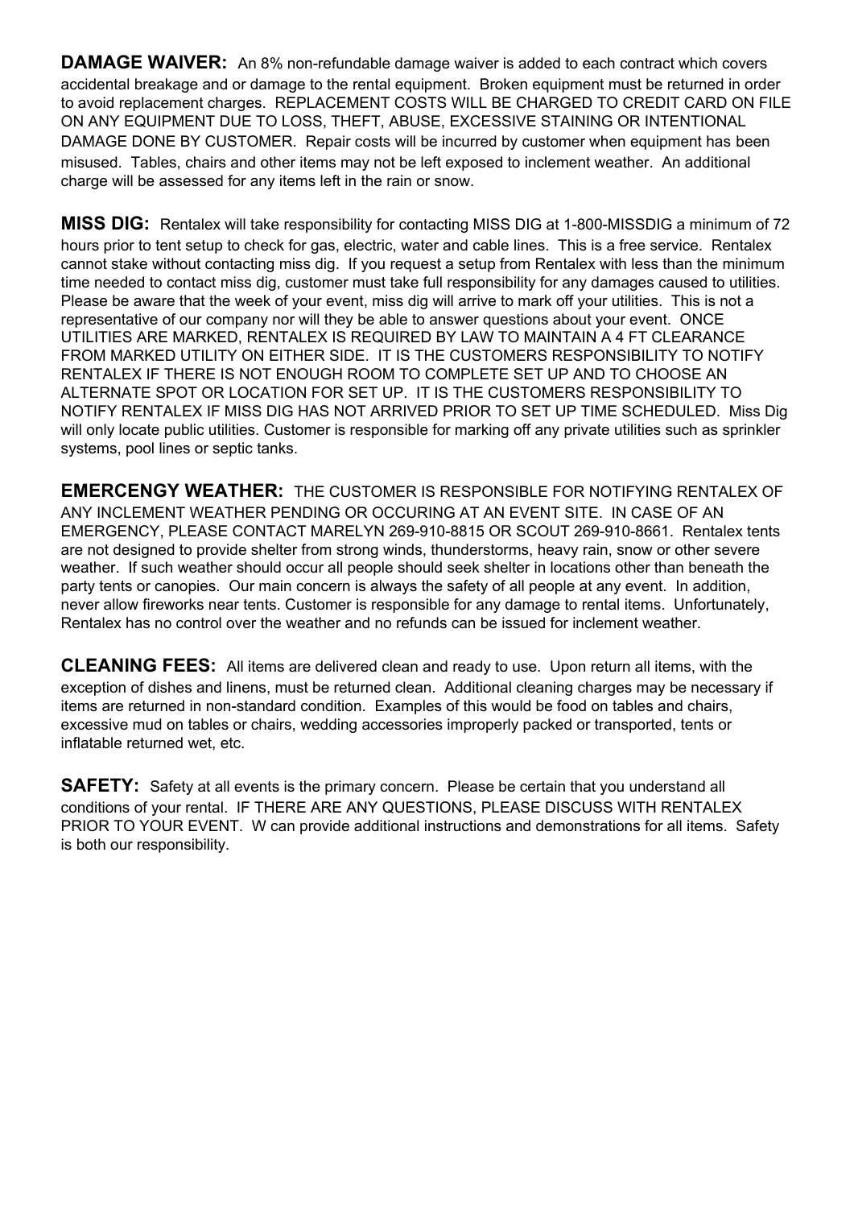**DAMAGE WAIVER:** An 8% non-refundable damage waiver is added to each contract which covers accidental breakage and or damage to the rental equipment. Broken equipment must be returned in order to avoid replacement charges. REPLACEMENT COSTS WILL BE CHARGED TO CREDIT CARD ON FILE ON ANY EQUIPMENT DUE TO LOSS, THEFT, ABUSE, EXCESSIVE STAINING OR INTENTIONAL DAMAGE DONE BY CUSTOMER. Repair costs will be incurred by customer when equipment has been misused. Tables, chairs and other items may not be left exposed to inclement weather. An additional charge will be assessed for any items left in the rain or snow.

**MISS DIG:** Rentalex will take responsibility for contacting MISS DIG at 1-800-MISSDIG a minimum of 72 hours prior to tent setup to check for gas, electric, water and cable lines. This is a free service. Rentalex cannot stake without contacting miss dig. If you request a setup from Rentalex with less than the minimum time needed to contact miss dig, customer must take full responsibility for any damages caused to utilities. Please be aware that the week of your event, miss dig will arrive to mark off your utilities. This is not a representative of our company nor will they be able to answer questions about your event. ONCE UTILITIES ARE MARKED, RENTALEX IS REQUIRED BY LAW TO MAINTAIN A 4 FT CLEARANCE FROM MARKED UTILITY ON EITHER SIDE. IT IS THE CUSTOMERS RESPONSIBILITY TO NOTIFY RENTALEX IF THERE IS NOT ENOUGH ROOM TO COMPLETE SET UP AND TO CHOOSE AN ALTERNATE SPOT OR LOCATION FOR SET UP. IT IS THE CUSTOMERS RESPONSIBILITY TO NOTIFY RENTALEX IF MISS DIG HAS NOT ARRIVED PRIOR TO SET UP TIME SCHEDULED. Miss Dig will only locate public utilities. Customer is responsible for marking off any private utilities such as sprinkler systems, pool lines or septic tanks.

**EMERCENGY WEATHER:** THE CUSTOMER IS RESPONSIBLE FOR NOTIFYING RENTALEX OF ANY INCLEMENT WEATHER PENDING OR OCCURING AT AN EVENT SITE. IN CASE OF AN EMERGENCY, PLEASE CONTACT MARELYN 269-910-8815 OR SCOUT 269-910-8661. Rentalex tents are not designed to provide shelter from strong winds, thunderstorms, heavy rain, snow or other severe weather. If such weather should occur all people should seek shelter in locations other than beneath the party tents or canopies. Our main concern is always the safety of all people at any event. In addition, never allow fireworks near tents. Customer is responsible for any damage to rental items. Unfortunately, Rentalex has no control over the weather and no refunds can be issued for inclement weather.

**CLEANING FEES:** All items are delivered clean and ready to use. Upon return all items, with the exception of dishes and linens, must be returned clean. Additional cleaning charges may be necessary if items are returned in non-standard condition. Examples of this would be food on tables and chairs, excessive mud on tables or chairs, wedding accessories improperly packed or transported, tents or inflatable returned wet, etc.

**SAFETY:** Safety at all events is the primary concern. Please be certain that you understand all conditions of your rental. IF THERE ARE ANY QUESTIONS, PLEASE DISCUSS WITH RENTALEX PRIOR TO YOUR EVENT. W can provide additional instructions and demonstrations for all items. Safety is both our responsibility.